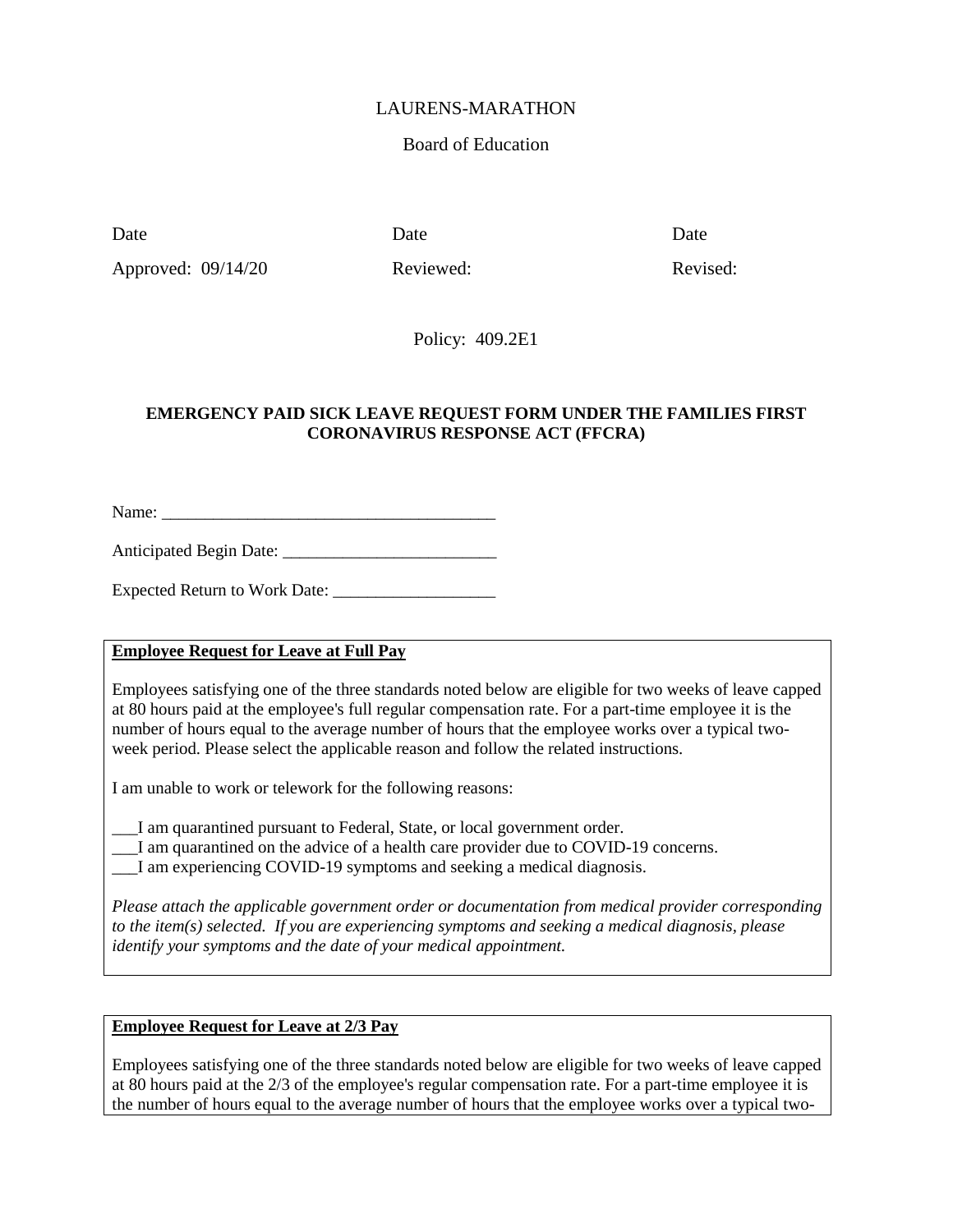LAURENS-MARATHON

Board of Education

| Date | Date | Date |
|---|---|---|
| Approved: 09/14/20 | Reviewed: | Revised: |

Policy: 409.2E1

**EMERGENCY PAID SICK LEAVE REQUEST FORM UNDER THE FAMILIES FIRST CORONAVIRUS RESPONSE ACT (FFCRA)**

Name: ________________________________________

Anticipated Begin Date: _________________________

Expected Return to Work Date: ___________________

**Employee Request for Leave at Full Pay**

Employees satisfying one of the three standards noted below are eligible for two weeks of leave capped at 80 hours paid at the employee's full regular compensation rate. For a part-time employee it is the number of hours equal to the average number of hours that the employee works over a typical two-week period. Please select the applicable reason and follow the related instructions.

I am unable to work or telework for the following reasons:

___I am quarantined pursuant to Federal, State, or local government order.
___I am quarantined on the advice of a health care provider due to COVID-19 concerns.
___I am experiencing COVID-19 symptoms and seeking a medical diagnosis.

*Please attach the applicable government order or documentation from medical provider corresponding to the item(s) selected. If you are experiencing symptoms and seeking a medical diagnosis, please identify your symptoms and the date of your medical appointment.*

**Employee Request for Leave at 2/3 Pay**

Employees satisfying one of the three standards noted below are eligible for two weeks of leave capped at 80 hours paid at the 2/3 of the employee's regular compensation rate. For a part-time employee it is the number of hours equal to the average number of hours that the employee works over a typical two-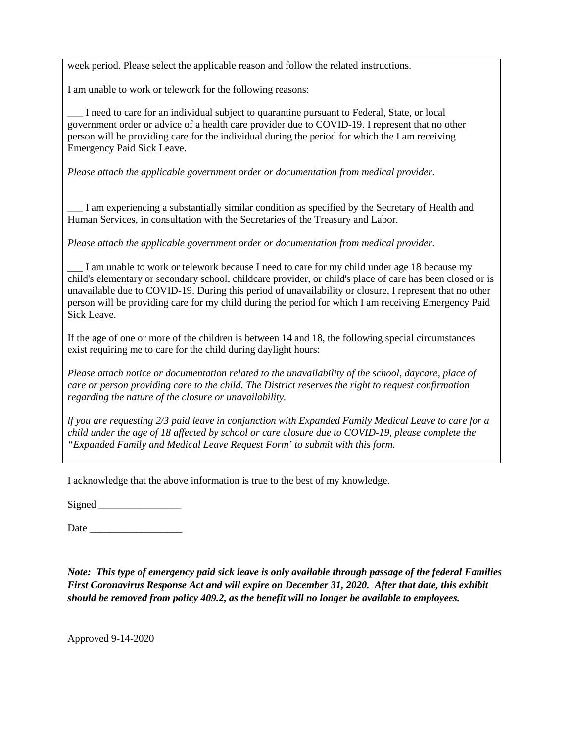week period. Please select the applicable reason and follow the related instructions.

I am unable to work or telework for the following reasons:

___ I need to care for an individual subject to quarantine pursuant to Federal, State, or local government order or advice of a health care provider due to COVID-19. I represent that no other person will be providing care for the individual during the period for which the I am receiving Emergency Paid Sick Leave.

*Please attach the applicable government order or documentation from medical provider.*

___ I am experiencing a substantially similar condition as specified by the Secretary of Health and Human Services, in consultation with the Secretaries of the Treasury and Labor.

*Please attach the applicable government order or documentation from medical provider.*

___ I am unable to work or telework because I need to care for my child under age 18 because my child's elementary or secondary school, childcare provider, or child's place of care has been closed or is unavailable due to COVID-19. During this period of unavailability or closure, I represent that no other person will be providing care for my child during the period for which I am receiving Emergency Paid Sick Leave.

If the age of one or more of the children is between 14 and 18, the following special circumstances exist requiring me to care for the child during daylight hours:

*Please attach notice or documentation related to the unavailability of the school, daycare, place of care or person providing care to the child. The District reserves the right to request confirmation regarding the nature of the closure or unavailability.*

*lf you are requesting 2/3 paid leave in conjunction with Expanded Family Medical Leave to care for a child under the age of 18 affected by school or care closure due to COVID-19, please complete the "Expanded Family and Medical Leave Request Form' to submit with this form.*

I acknowledge that the above information is true to the best of my knowledge.

Signed ________________

Date __________________

***Note: This type of emergency paid sick leave is only available through passage of the federal Families First Coronavirus Response Act and will expire on December 31, 2020. After that date, this exhibit should be removed from policy 409.2, as the benefit will no longer be available to employees.***

Approved 9-14-2020